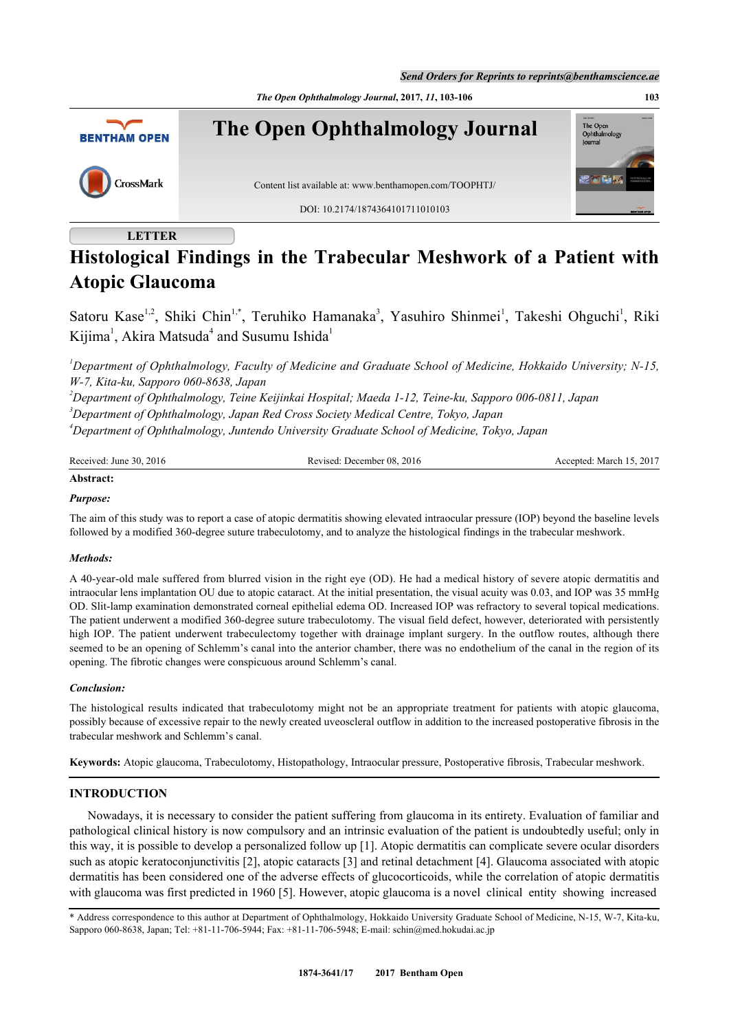LETTER

# Histological Findings in the Trabecular Meshwork of a Patient with Atopic Glaucoma

Satoru Kase[1,2], Shiki Chin[1,*], Teruhiko Hamanaka[3], Yasuhiro Shinmei[1], Takeshi Ohguchi[1], Riki Kijima[1], Akira Matsuda[4] and Susumu Ishida[1]

[1]*Department of Ophthalmology, Faculty of Medicine and Graduate School of Medicine, Hokkaido University; N-15, W-7, Kita-ku, Sapporo 060-8638, Japan*
[2]*Department of Ophthalmology, Teine Keijinkai Hospital; Maeda 1-12, Teine-ku, Sapporo 006-0811, Japan*
[3]*Department of Ophthalmology, Japan Red Cross Society Medical Centre, Tokyo, Japan*
[4]*Department of Ophthalmology, Juntendo University Graduate School of Medicine, Tokyo, Japan*

Received: June 30, 2016 Revised: December 08, 2016 Accepted: March 15, 2017

**Abstract:**

***Purpose:***

The aim of this study was to report a case of atopic dermatitis showing elevated intraocular pressure (IOP) beyond the baseline levels followed by a modified 360-degree suture trabeculotomy, and to analyze the histological findings in the trabecular meshwork.

***Methods:***

A 40-year-old male suffered from blurred vision in the right eye (OD). He had a medical history of severe atopic dermatitis and intraocular lens implantation OU due to atopic cataract. At the initial presentation, the visual acuity was 0.03, and IOP was 35 mmHg OD. Slit-lamp examination demonstrated corneal epithelial edema OD. Increased IOP was refractory to several topical medications. The patient underwent a modified 360-degree suture trabeculotomy. The visual field defect, however, deteriorated with persistently high IOP. The patient underwent trabeculectomy together with drainage implant surgery. In the outflow routes, although there seemed to be an opening of Schlemm's canal into the anterior chamber, there was no endothelium of the canal in the region of its opening. The fibrotic changes were conspicuous around Schlemm's canal.

***Conclusion:***

The histological results indicated that trabeculotomy might not be an appropriate treatment for patients with atopic glaucoma, possibly because of excessive repair to the newly created uveoscleral outflow in addition to the increased postoperative fibrosis in the trabecular meshwork and Schlemm's canal.

**Keywords:** Atopic glaucoma, Trabeculotomy, Histopathology, Intraocular pressure, Postoperative fibrosis, Trabecular meshwork.

## INTRODUCTION

Nowadays, it is necessary to consider the patient suffering from glaucoma in its entirety. Evaluation of familiar and pathological clinical history is now compulsory and an intrinsic evaluation of the patient is undoubtedly useful; only in this way, it is possible to develop a personalized follow up [1]. Atopic dermatitis can complicate severe ocular disorders such as atopic keratoconjunctivitis [2], atopic cataracts [3] and retinal detachment [4]. Glaucoma associated with atopic dermatitis has been considered one of the adverse effects of glucocorticoids, while the correlation of atopic dermatitis with glaucoma was first predicted in 1960 [5]. However, atopic glaucoma is a novel clinical entity showing increased

\* Address correspondence to this author at Department of Ophthalmology, Hokkaido University Graduate School of Medicine, N-15, W-7, Kita-ku, Sapporo 060-8638, Japan; Tel: +81-11-706-5944; Fax: +81-11-706-5948; E-mail: schin@med.hokudai.ac.jp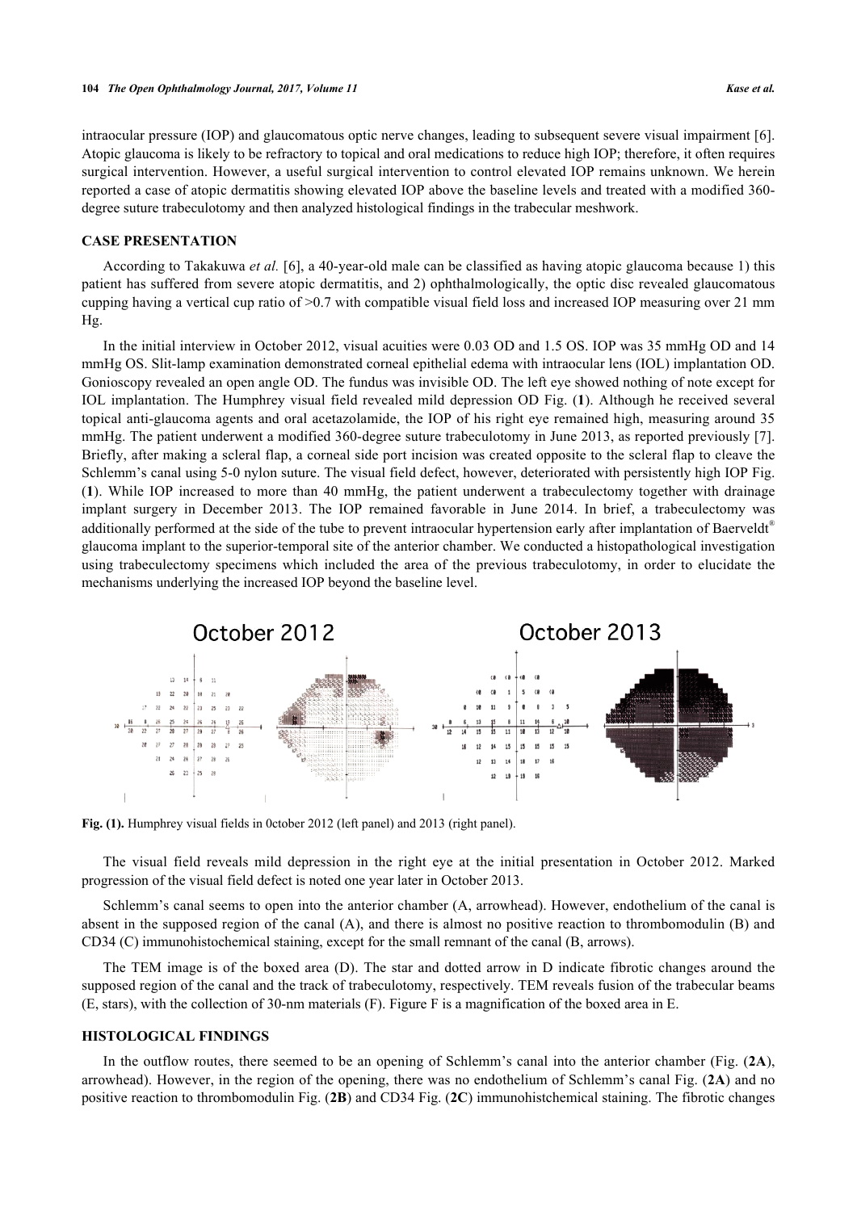intraocular pressure (IOP) and glaucomatous optic nerve changes, leading to subsequent severe visual impairment [6]. Atopic glaucoma is likely to be refractory to topical and oral medications to reduce high IOP; therefore, it often requires surgical intervention. However, a useful surgical intervention to control elevated IOP remains unknown. We herein reported a case of atopic dermatitis showing elevated IOP above the baseline levels and treated with a modified 360-degree suture trabeculotomy and then analyzed histological findings in the trabecular meshwork.

## CASE PRESENTATION

According to Takakuwa *et al.* [6], a 40-year-old male can be classified as having atopic glaucoma because 1) this patient has suffered from severe atopic dermatitis, and 2) ophthalmologically, the optic disc revealed glaucomatous cupping having a vertical cup ratio of >0.7 with compatible visual field loss and increased IOP measuring over 21 mm Hg.

In the initial interview in October 2012, visual acuities were 0.03 OD and 1.5 OS. IOP was 35 mmHg OD and 14 mmHg OS. Slit-lamp examination demonstrated corneal epithelial edema with intraocular lens (IOL) implantation OD. Gonioscopy revealed an open angle OD. The fundus was invisible OD. The left eye showed nothing of note except for IOL implantation. The Humphrey visual field revealed mild depression OD Fig. (**1**). Although he received several topical anti-glaucoma agents and oral acetazolamide, the IOP of his right eye remained high, measuring around 35 mmHg. The patient underwent a modified 360-degree suture trabeculotomy in June 2013, as reported previously [7]. Briefly, after making a scleral flap, a corneal side port incision was created opposite to the scleral flap to cleave the Schlemm's canal using 5-0 nylon suture. The visual field defect, however, deteriorated with persistently high IOP Fig. (**1**). While IOP increased to more than 40 mmHg, the patient underwent a trabeculectomy together with drainage implant surgery in December 2013. The IOP remained favorable in June 2014. In brief, a trabeculectomy was additionally performed at the side of the tube to prevent intraocular hypertension early after implantation of Baerveldt® glaucoma implant to the superior-temporal site of the anterior chamber. We conducted a histopathological investigation using trabeculectomy specimens which included the area of the previous trabeculotomy, in order to elucidate the mechanisms underlying the increased IOP beyond the baseline level.

**Fig. (1).** Humphrey visual fields in 0ctober 2012 (left panel) and 2013 (right panel).

The visual field reveals mild depression in the right eye at the initial presentation in October 2012. Marked progression of the visual field defect is noted one year later in October 2013.

Schlemm's canal seems to open into the anterior chamber (A, arrowhead). However, endothelium of the canal is absent in the supposed region of the canal (A), and there is almost no positive reaction to thrombomodulin (B) and CD34 (C) immunohistochemical staining, except for the small remnant of the canal (B, arrows).

The TEM image is of the boxed area (D). The star and dotted arrow in D indicate fibrotic changes around the supposed region of the canal and the track of trabeculotomy, respectively. TEM reveals fusion of the trabecular beams (E, stars), with the collection of 30-nm materials (F). Figure F is a magnification of the boxed area in E.

## HISTOLOGICAL FINDINGS

In the outflow routes, there seemed to be an opening of Schlemm's canal into the anterior chamber (Fig. (**2A**), arrowhead). However, in the region of the opening, there was no endothelium of Schlemm's canal Fig. (**2A**) and no positive reaction to thrombomodulin Fig. (**2B**) and CD34 Fig. (**2C**) immunohistchemical staining. The fibrotic changes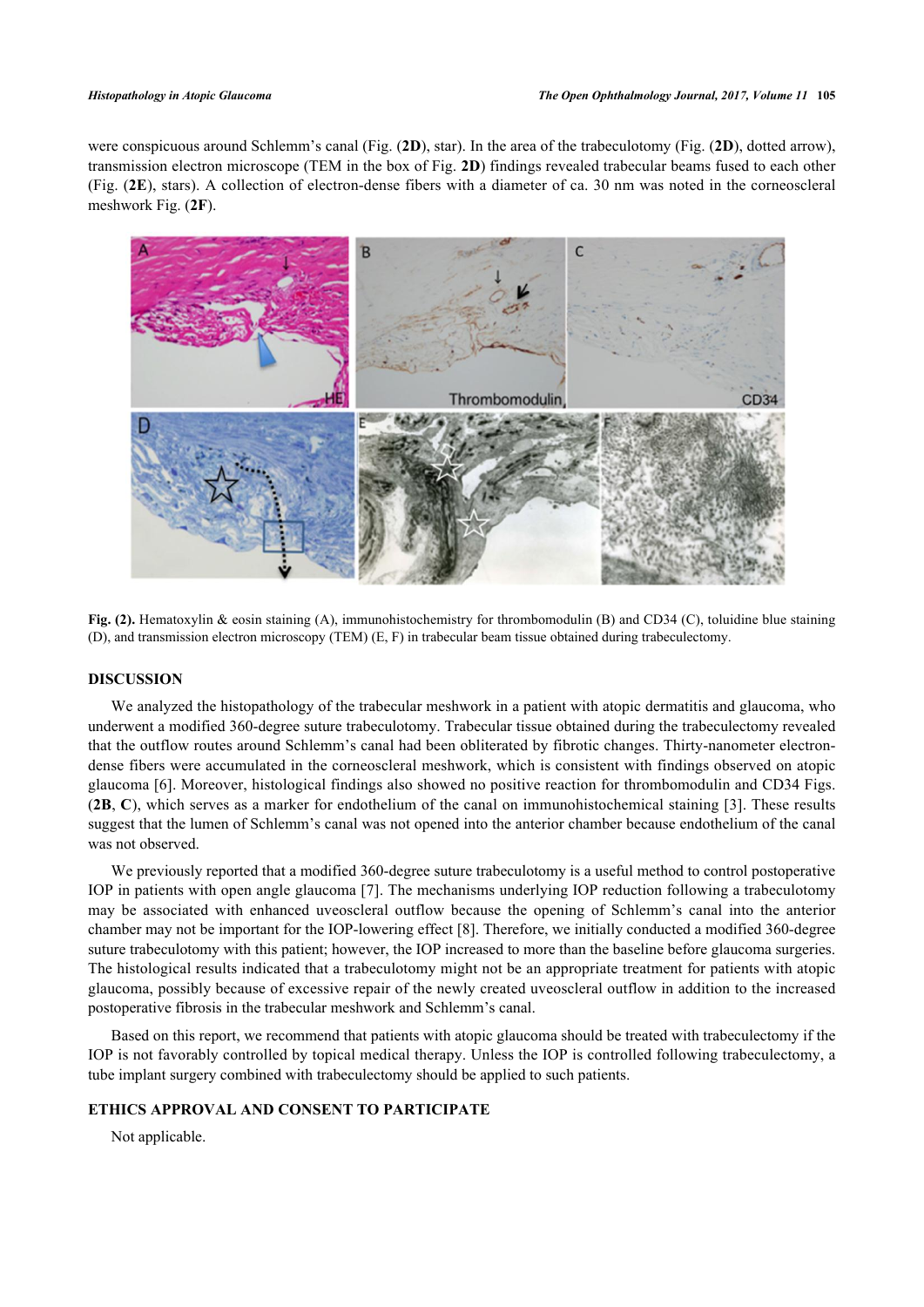were conspicuous around Schlemm's canal (Fig. (**2D**), star). In the area of the trabeculotomy (Fig. (**2D**), dotted arrow), transmission electron microscope (TEM in the box of Fig. **2D**) findings revealed trabecular beams fused to each other (Fig. (**2E**), stars). A collection of electron-dense fibers with a diameter of ca. 30 nm was noted in the corneoscleral meshwork Fig. (**2F**).

**Fig. (2).** Hematoxylin & eosin staining (A), immunohistochemistry for thrombomodulin (B) and CD34 (C), toluidine blue staining (D), and transmission electron microscopy (TEM) (E, F) in trabecular beam tissue obtained during trabeculectomy.

## DISCUSSION

We analyzed the histopathology of the trabecular meshwork in a patient with atopic dermatitis and glaucoma, who underwent a modified 360-degree suture trabeculotomy. Trabecular tissue obtained during the trabeculectomy revealed that the outflow routes around Schlemm's canal had been obliterated by fibrotic changes. Thirty-nanometer electron-dense fibers were accumulated in the corneoscleral meshwork, which is consistent with findings observed on atopic glaucoma [6]. Moreover, histological findings also showed no positive reaction for thrombomodulin and CD34 Figs. (**2B**, **C**), which serves as a marker for endothelium of the canal on immunohistochemical staining [3]. These results suggest that the lumen of Schlemm's canal was not opened into the anterior chamber because endothelium of the canal was not observed.

We previously reported that a modified 360-degree suture trabeculotomy is a useful method to control postoperative IOP in patients with open angle glaucoma [7]. The mechanisms underlying IOP reduction following a trabeculotomy may be associated with enhanced uveoscleral outflow because the opening of Schlemm's canal into the anterior chamber may not be important for the IOP-lowering effect [8]. Therefore, we initially conducted a modified 360-degree suture trabeculotomy with this patient; however, the IOP increased to more than the baseline before glaucoma surgeries. The histological results indicated that a trabeculotomy might not be an appropriate treatment for patients with atopic glaucoma, possibly because of excessive repair of the newly created uveoscleral outflow in addition to the increased postoperative fibrosis in the trabecular meshwork and Schlemm's canal.

Based on this report, we recommend that patients with atopic glaucoma should be treated with trabeculectomy if the IOP is not favorably controlled by topical medical therapy. Unless the IOP is controlled following trabeculectomy, a tube implant surgery combined with trabeculectomy should be applied to such patients.

## ETHICS APPROVAL AND CONSENT TO PARTICIPATE

Not applicable.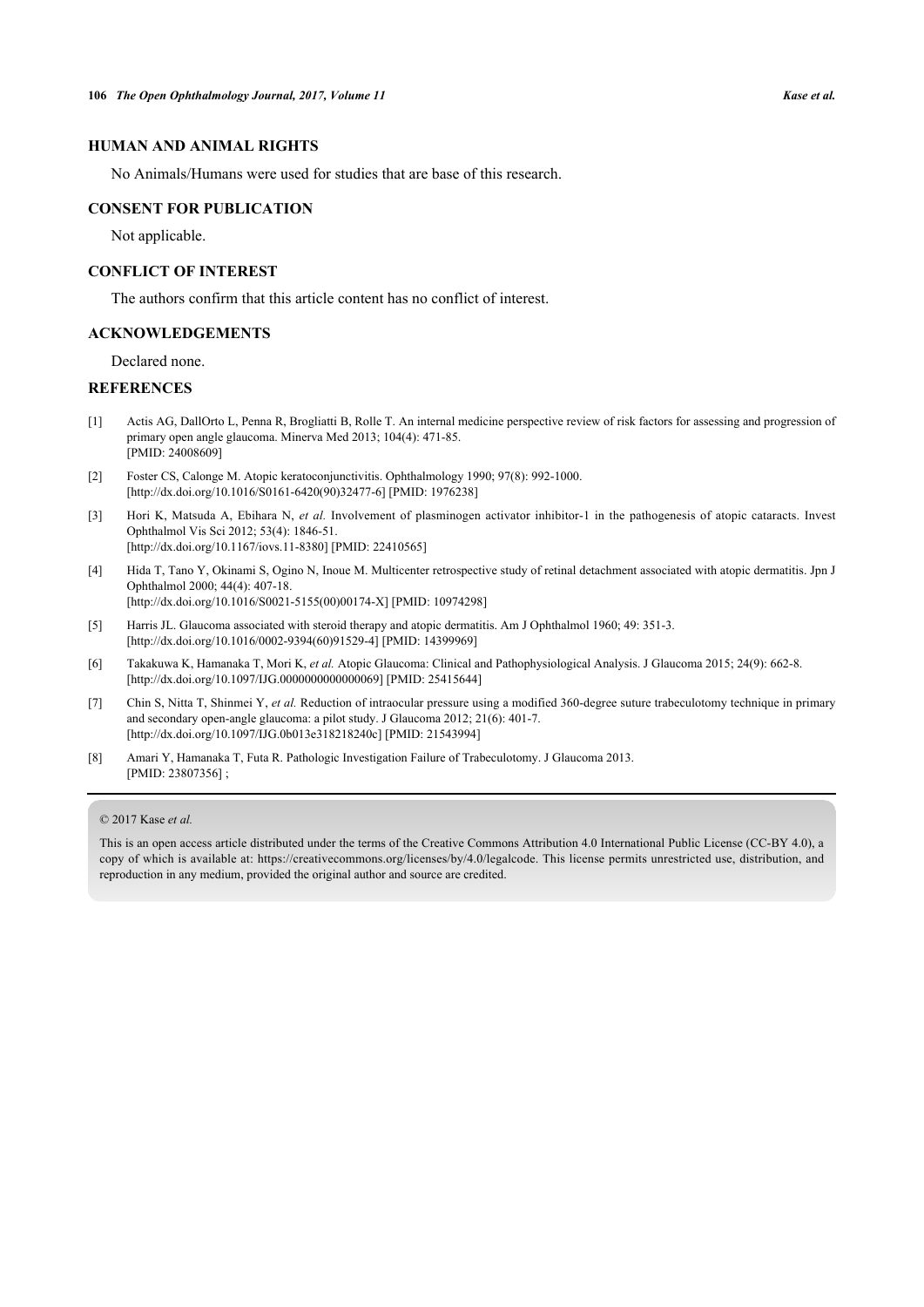## HUMAN AND ANIMAL RIGHTS

No Animals/Humans were used for studies that are base of this research.

## CONSENT FOR PUBLICATION

Not applicable.

## CONFLICT OF INTEREST

The authors confirm that this article content has no conflict of interest.

## ACKNOWLEDGEMENTS

Declared none.

## REFERENCES

[1] Actis AG, DallOrto L, Penna R, Brogliatti B, Rolle T. An internal medicine perspective review of risk factors for assessing and progression of primary open angle glaucoma. Minerva Med 2013; 104(4): 471-85.
[PMID: 24008609]

[2] Foster CS, Calonge M. Atopic keratoconjunctivitis. Ophthalmology 1990; 97(8): 992-1000.
[http://dx.doi.org/10.1016/S0161-6420(90)32477-6] [PMID: 1976238]

[3] Hori K, Matsuda A, Ebihara N, *et al.* Involvement of plasminogen activator inhibitor-1 in the pathogenesis of atopic cataracts. Invest Ophthalmol Vis Sci 2012; 53(4): 1846-51.
[http://dx.doi.org/10.1167/iovs.11-8380] [PMID: 22410565]

[4] Hida T, Tano Y, Okinami S, Ogino N, Inoue M. Multicenter retrospective study of retinal detachment associated with atopic dermatitis. Jpn J Ophthalmol 2000; 44(4): 407-18.
[http://dx.doi.org/10.1016/S0021-5155(00)00174-X] [PMID: 10974298]

[5] Harris JL. Glaucoma associated with steroid therapy and atopic dermatitis. Am J Ophthalmol 1960; 49: 351-3.
[http://dx.doi.org/10.1016/0002-9394(60)91529-4] [PMID: 14399969]

[6] Takakuwa K, Hamanaka T, Mori K, *et al.* Atopic Glaucoma: Clinical and Pathophysiological Analysis. J Glaucoma 2015; 24(9): 662-8.
[http://dx.doi.org/10.1097/IJG.0000000000000069] [PMID: 25415644]

[7] Chin S, Nitta T, Shinmei Y, *et al.* Reduction of intraocular pressure using a modified 360-degree suture trabeculotomy technique in primary and secondary open-angle glaucoma: a pilot study. J Glaucoma 2012; 21(6): 401-7.
[http://dx.doi.org/10.1097/IJG.0b013e318218240c] [PMID: 21543994]

[8] Amari Y, Hamanaka T, Futa R. Pathologic Investigation Failure of Trabeculotomy. J Glaucoma 2013.
[PMID: 23807356] ;

© 2017 Kase *et al.*

This is an open access article distributed under the terms of the Creative Commons Attribution 4.0 International Public License (CC-BY 4.0), a copy of which is available at: https://creativecommons.org/licenses/by/4.0/legalcode. This license permits unrestricted use, distribution, and reproduction in any medium, provided the original author and source are credited.